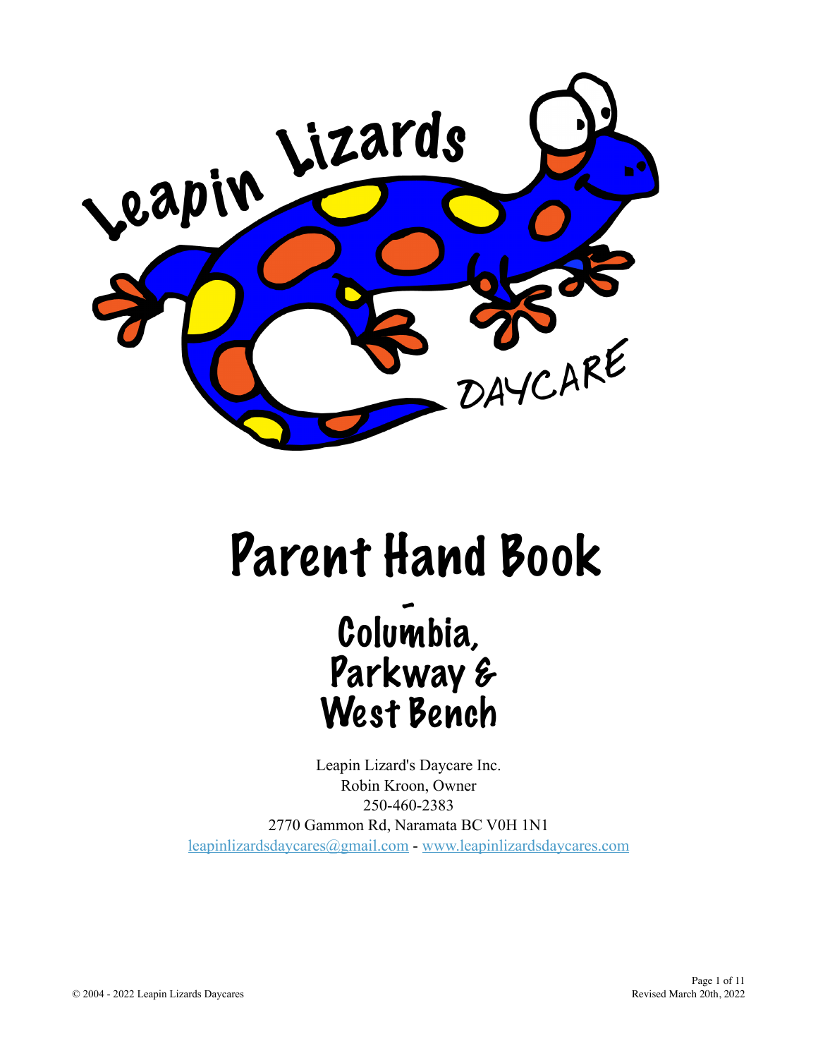Leapin Lizards

DAYCARE

# Parent Hand Book

## -
## Columbia,
## Parkway &
## West Bench

Leapin Lizard's Daycare Inc.
Robin Kroon, Owner
250-460-2383
2770 Gammon Rd, Naramata BC V0H 1N1
leapinlizardsdaycares@gmail.com - www.leapinlizardsdaycares.com

© 2004 - 2022 Leapin Lizards Daycares

Revised March 20th, 2022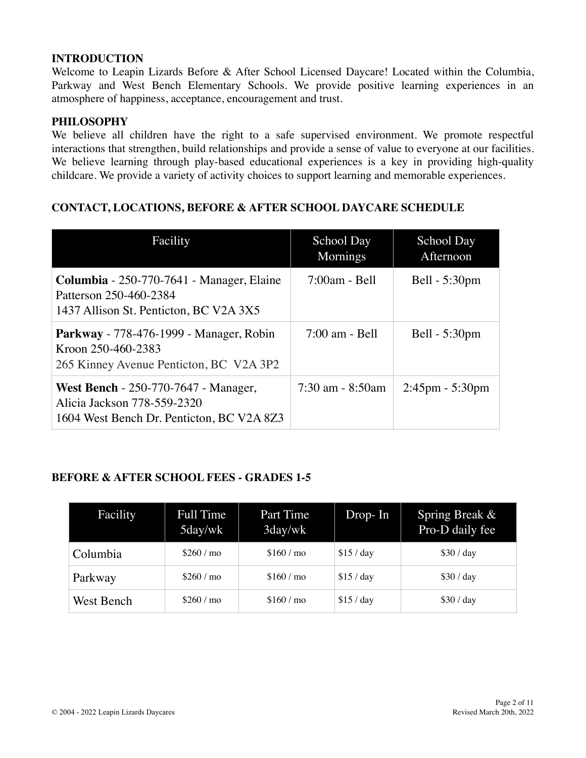## INTRODUCTION

Welcome to Leapin Lizards Before & After School Licensed Daycare! Located within the Columbia, Parkway and West Bench Elementary Schools. We provide positive learning experiences in an atmosphere of happiness, acceptance, encouragement and trust.

## PHILOSOPHY

We believe all children have the right to a safe supervised environment. We promote respectful interactions that strengthen, build relationships and provide a sense of value to everyone at our facilities. We believe learning through play-based educational experiences is a key in providing high-quality childcare. We provide a variety of activity choices to support learning and memorable experiences.

## CONTACT, LOCATIONS, BEFORE & AFTER SCHOOL DAYCARE SCHEDULE

| Facility | School Day Mornings | School Day Afternoon |
|---|---|---|
| **Columbia** - 250-770-7641 - Manager, Elaine Patterson 250-460-2384<br>1437 Allison St. Penticton, BC V2A 3X5 | 7:00am - Bell | Bell - 5:30pm |
| **Parkway** - 778-476-1999 - Manager, Robin Kroon 250-460-2383<br>265 Kinney Avenue Penticton, BC V2A 3P2 | 7:00 am - Bell | Bell - 5:30pm |
| **West Bench** - 250-770-7647 - Manager, Alicia Jackson 778-559-2320<br>1604 West Bench Dr. Penticton, BC V2A 8Z3 | 7:30 am - 8:50am | 2:45pm - 5:30pm |

## BEFORE & AFTER SCHOOL FEES - GRADES 1-5

| Facility | Full Time 5day/wk | Part Time 3day/wk | Drop- In | Spring Break & Pro-D daily fee |
|---|---|---|---|---|
| Columbia | $260 / mo | $160 / mo | $15 / day | $30 / day |
| Parkway | $260 / mo | $160 / mo | $15 / day | $30 / day |
| West Bench | $260 / mo | $160 / mo | $15 / day | $30 / day |

© 2004 - 2022 Leapin Lizards Daycares

Revised March 20th, 2022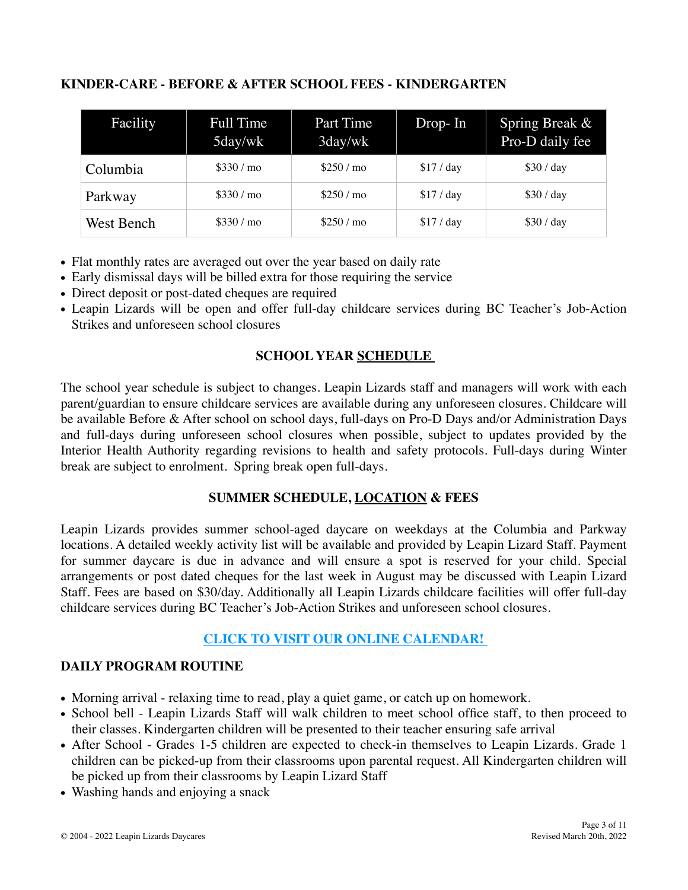**KINDER-CARE - BEFORE & AFTER SCHOOL FEES - KINDERGARTEN**

| Facility | Full Time 5day/wk | Part Time 3day/wk | Drop- In | Spring Break & Pro-D daily fee |
|---|---|---|---|---|
| Columbia | $330 / mo | $250 / mo | $17 / day | $30 / day |
| Parkway | $330 / mo | $250 / mo | $17 / day | $30 / day |
| West Bench | $330 / mo | $250 / mo | $17 / day | $30 / day |

- Flat monthly rates are averaged out over the year based on daily rate
- Early dismissal days will be billed extra for those requiring the service
- Direct deposit or post-dated cheques are required
- Leapin Lizards will be open and offer full-day childcare services during BC Teacher's Job-Action Strikes and unforeseen school closures

**SCHOOL YEAR <u>SCHEDULE</u>**

The school year schedule is subject to changes. Leapin Lizards staff and managers will work with each parent/guardian to ensure childcare services are available during any unforeseen closures. Childcare will be available Before & After school on school days, full-days on Pro-D Days and/or Administration Days and full-days during unforeseen school closures when possible, subject to updates provided by the Interior Health Authority regarding revisions to health and safety protocols. Full-days during Winter break are subject to enrolment. Spring break open full-days.

**SUMMER SCHEDULE, <u>LOCATION</u> & FEES**

Leapin Lizards provides summer school-aged daycare on weekdays at the Columbia and Parkway locations. A detailed weekly activity list will be available and provided by Leapin Lizard Staff. Payment for summer daycare is due in advance and will ensure a spot is reserved for your child. Special arrangements or post dated cheques for the last week in August may be discussed with Leapin Lizard Staff. Fees are based on $30/day. Additionally all Leapin Lizards childcare facilities will offer full-day childcare services during BC Teacher's Job-Action Strikes and unforeseen school closures.

**CLICK TO VISIT OUR ONLINE CALENDAR!**

**DAILY PROGRAM ROUTINE**

- Morning arrival - relaxing time to read, play a quiet game, or catch up on homework.
- School bell - Leapin Lizards Staff will walk children to meet school office staff, to then proceed to their classes. Kindergarten children will be presented to their teacher ensuring safe arrival
- After School - Grades 1-5 children are expected to check-in themselves to Leapin Lizards. Grade 1 children can be picked-up from their classrooms upon parental request. All Kindergarten children will be picked up from their classrooms by Leapin Lizard Staff
- Washing hands and enjoying a snack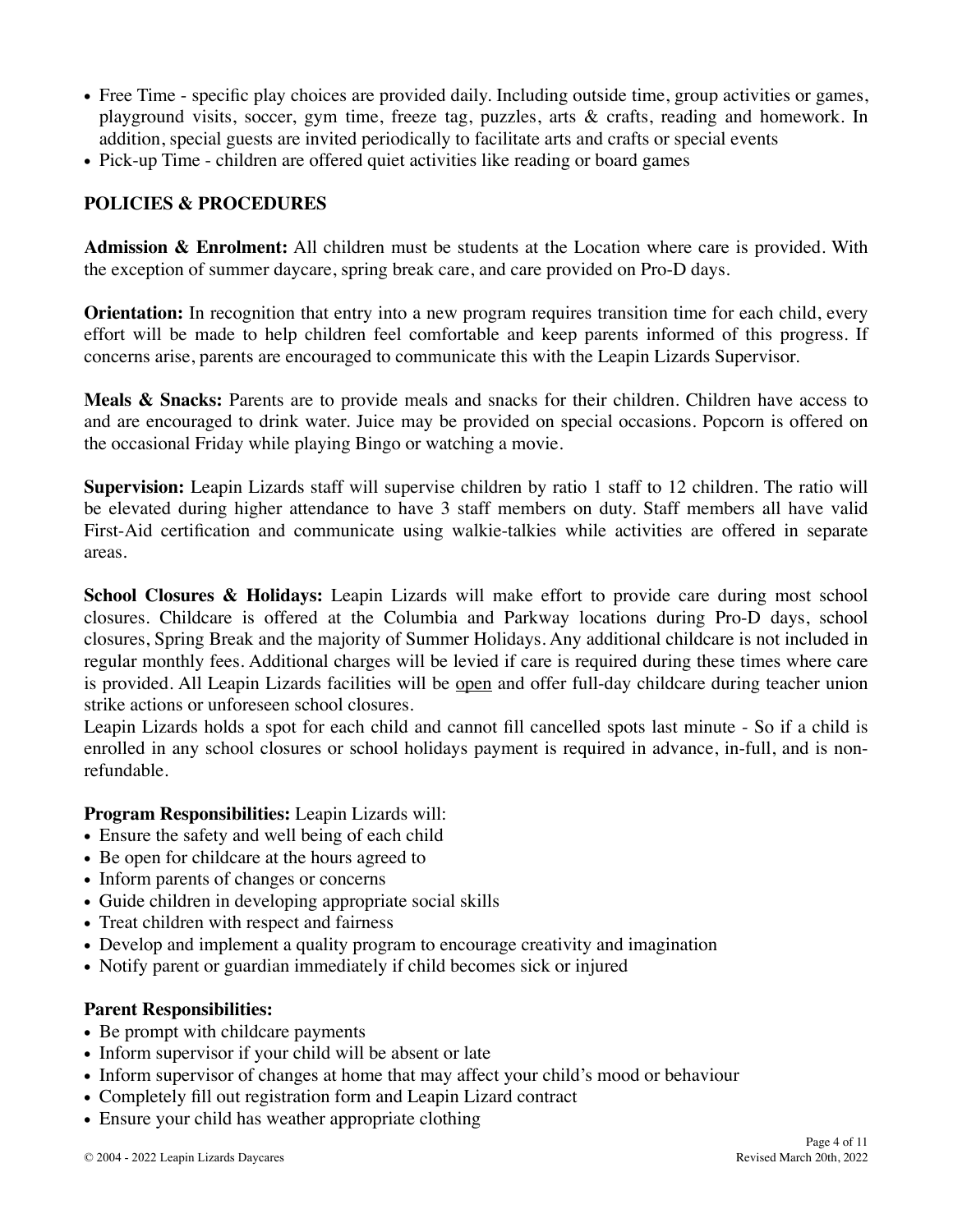- Free Time - specific play choices are provided daily. Including outside time, group activities or games, playground visits, soccer, gym time, freeze tag, puzzles, arts & crafts, reading and homework. In addition, special guests are invited periodically to facilitate arts and crafts or special events
- Pick-up Time - children are offered quiet activities like reading or board games

## POLICIES & PROCEDURES

**Admission & Enrolment:** All children must be students at the Location where care is provided. With the exception of summer daycare, spring break care, and care provided on Pro-D days.

**Orientation:** In recognition that entry into a new program requires transition time for each child, every effort will be made to help children feel comfortable and keep parents informed of this progress. If concerns arise, parents are encouraged to communicate this with the Leapin Lizards Supervisor.

**Meals & Snacks:** Parents are to provide meals and snacks for their children. Children have access to and are encouraged to drink water. Juice may be provided on special occasions. Popcorn is offered on the occasional Friday while playing Bingo or watching a movie.

**Supervision:** Leapin Lizards staff will supervise children by ratio 1 staff to 12 children. The ratio will be elevated during higher attendance to have 3 staff members on duty. Staff members all have valid First-Aid certification and communicate using walkie-talkies while activities are offered in separate areas.

**School Closures & Holidays:** Leapin Lizards will make effort to provide care during most school closures. Childcare is offered at the Columbia and Parkway locations during Pro-D days, school closures, Spring Break and the majority of Summer Holidays. Any additional childcare is not included in regular monthly fees. Additional charges will be levied if care is required during these times where care is provided. All Leapin Lizards facilities will be <u>open</u> and offer full-day childcare during teacher union strike actions or unforeseen school closures.
Leapin Lizards holds a spot for each child and cannot fill cancelled spots last minute - So if a child is enrolled in any school closures or school holidays payment is required in advance, in-full, and is non-refundable.

**Program Responsibilities:** Leapin Lizards will:

- Ensure the safety and well being of each child
- Be open for childcare at the hours agreed to
- Inform parents of changes or concerns
- Guide children in developing appropriate social skills
- Treat children with respect and fairness
- Develop and implement a quality program to encourage creativity and imagination
- Notify parent or guardian immediately if child becomes sick or injured

**Parent Responsibilities:**

- Be prompt with childcare payments
- Inform supervisor if your child will be absent or late
- Inform supervisor of changes at home that may affect your child's mood or behaviour
- Completely fill out registration form and Leapin Lizard contract
- Ensure your child has weather appropriate clothing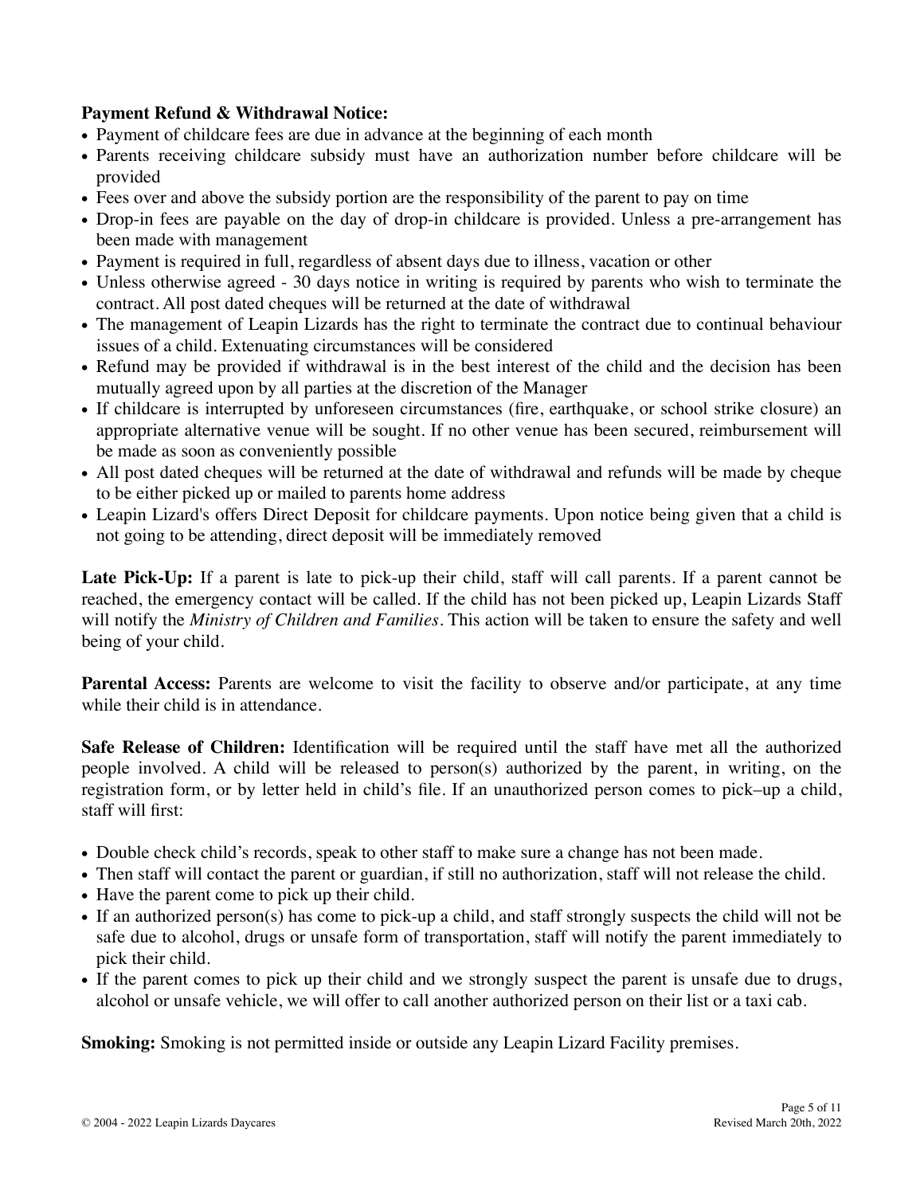**Payment Refund & Withdrawal Notice:**

- Payment of childcare fees are due in advance at the beginning of each month
- Parents receiving childcare subsidy must have an authorization number before childcare will be provided
- Fees over and above the subsidy portion are the responsibility of the parent to pay on time
- Drop-in fees are payable on the day of drop-in childcare is provided. Unless a pre-arrangement has been made with management
- Payment is required in full, regardless of absent days due to illness, vacation or other
- Unless otherwise agreed - 30 days notice in writing is required by parents who wish to terminate the contract. All post dated cheques will be returned at the date of withdrawal
- The management of Leapin Lizards has the right to terminate the contract due to continual behaviour issues of a child. Extenuating circumstances will be considered
- Refund may be provided if withdrawal is in the best interest of the child and the decision has been mutually agreed upon by all parties at the discretion of the Manager
- If childcare is interrupted by unforeseen circumstances (fire, earthquake, or school strike closure) an appropriate alternative venue will be sought. If no other venue has been secured, reimbursement will be made as soon as conveniently possible
- All post dated cheques will be returned at the date of withdrawal and refunds will be made by cheque to be either picked up or mailed to parents home address
- Leapin Lizard's offers Direct Deposit for childcare payments. Upon notice being given that a child is not going to be attending, direct deposit will be immediately removed

**Late Pick-Up:** If a parent is late to pick-up their child, staff will call parents. If a parent cannot be reached, the emergency contact will be called. If the child has not been picked up, Leapin Lizards Staff will notify the *Ministry of Children and Families*. This action will be taken to ensure the safety and well being of your child.

**Parental Access:** Parents are welcome to visit the facility to observe and/or participate, at any time while their child is in attendance.

**Safe Release of Children:** Identification will be required until the staff have met all the authorized people involved. A child will be released to person(s) authorized by the parent, in writing, on the registration form, or by letter held in child's file. If an unauthorized person comes to pick–up a child, staff will first:

- Double check child's records, speak to other staff to make sure a change has not been made.
- Then staff will contact the parent or guardian, if still no authorization, staff will not release the child.
- Have the parent come to pick up their child.
- If an authorized person(s) has come to pick-up a child, and staff strongly suspects the child will not be safe due to alcohol, drugs or unsafe form of transportation, staff will notify the parent immediately to pick their child.
- If the parent comes to pick up their child and we strongly suspect the parent is unsafe due to drugs, alcohol or unsafe vehicle, we will offer to call another authorized person on their list or a taxi cab.

**Smoking:** Smoking is not permitted inside or outside any Leapin Lizard Facility premises.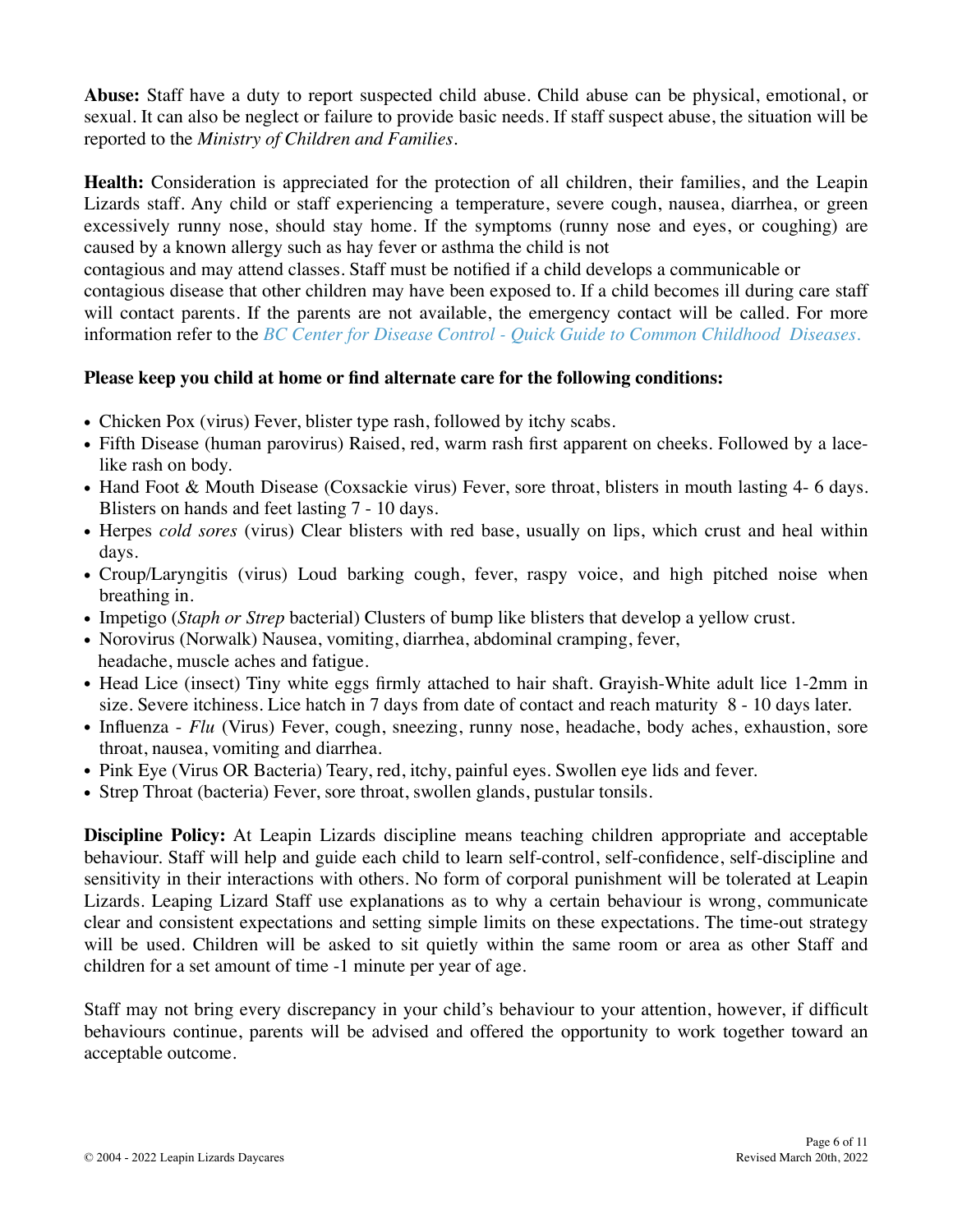**Abuse:** Staff have a duty to report suspected child abuse. Child abuse can be physical, emotional, or sexual. It can also be neglect or failure to provide basic needs. If staff suspect abuse, the situation will be reported to the *Ministry of Children and Families*.

**Health:** Consideration is appreciated for the protection of all children, their families, and the Leapin Lizards staff. Any child or staff experiencing a temperature, severe cough, nausea, diarrhea, or green excessively runny nose, should stay home. If the symptoms (runny nose and eyes, or coughing) are caused by a known allergy such as hay fever or asthma the child is not contagious and may attend classes. Staff must be notified if a child develops a communicable or contagious disease that other children may have been exposed to. If a child becomes ill during care staff will contact parents. If the parents are not available, the emergency contact will be called. For more information refer to the *BC Center for Disease Control - Quick Guide to Common Childhood Diseases*.

**Please keep you child at home or find alternate care for the following conditions:**

- Chicken Pox (virus) Fever, blister type rash, followed by itchy scabs.
- Fifth Disease (human parovirus) Raised, red, warm rash first apparent on cheeks. Followed by a lace-like rash on body.
- Hand Foot & Mouth Disease (Coxsackie virus) Fever, sore throat, blisters in mouth lasting 4- 6 days. Blisters on hands and feet lasting 7 - 10 days.
- Herpes *cold sores* (virus) Clear blisters with red base, usually on lips, which crust and heal within days.
- Croup/Laryngitis (virus) Loud barking cough, fever, raspy voice, and high pitched noise when breathing in.
- Impetigo (*Staph or Strep* bacterial) Clusters of bump like blisters that develop a yellow crust.
- Norovirus (Norwalk) Nausea, vomiting, diarrhea, abdominal cramping, fever, headache, muscle aches and fatigue.
- Head Lice (insect) Tiny white eggs firmly attached to hair shaft. Grayish-White adult lice 1-2mm in size. Severe itchiness. Lice hatch in 7 days from date of contact and reach maturity 8 - 10 days later.
- Influenza - *Flu* (Virus) Fever, cough, sneezing, runny nose, headache, body aches, exhaustion, sore throat, nausea, vomiting and diarrhea.
- Pink Eye (Virus OR Bacteria) Teary, red, itchy, painful eyes. Swollen eye lids and fever.
- Strep Throat (bacteria) Fever, sore throat, swollen glands, pustular tonsils.

**Discipline Policy:** At Leapin Lizards discipline means teaching children appropriate and acceptable behaviour. Staff will help and guide each child to learn self-control, self-confidence, self-discipline and sensitivity in their interactions with others. No form of corporal punishment will be tolerated at Leapin Lizards. Leaping Lizard Staff use explanations as to why a certain behaviour is wrong, communicate clear and consistent expectations and setting simple limits on these expectations. The time-out strategy will be used. Children will be asked to sit quietly within the same room or area as other Staff and children for a set amount of time -1 minute per year of age.

Staff may not bring every discrepancy in your child's behaviour to your attention, however, if difficult behaviours continue, parents will be advised and offered the opportunity to work together toward an acceptable outcome.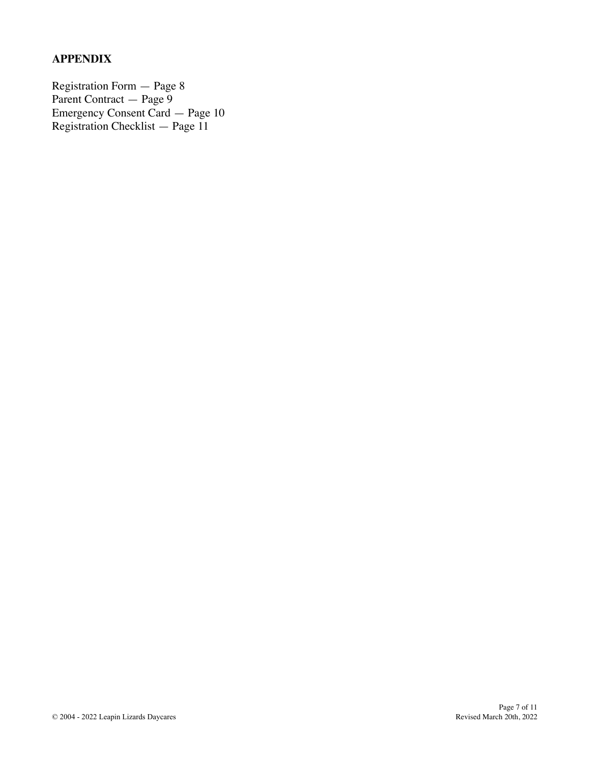## APPENDIX

Registration Form — Page 8
Parent Contract — Page 9
Emergency Consent Card — Page 10
Registration Checklist — Page 11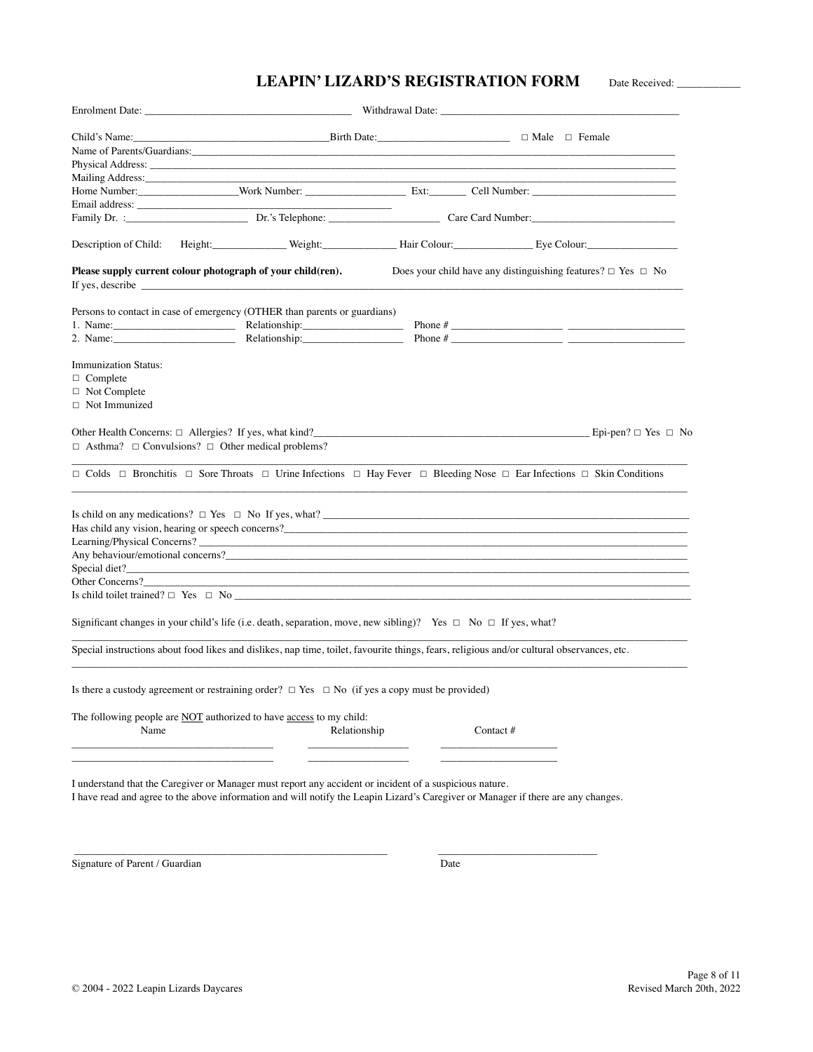# LEAPIN' LIZARD'S REGISTRATION FORM

Date Received: ____________

Enrolment Date: ______________________________________ Withdrawal Date: ____________________________________________

Child's Name:____________________________________Birth Date:________________________ □ Male □ Female
Name of Parents/Guardians:______________________________________________________________________________________
Physical Address: ________________________________________________________________________________________________
Mailing Address:_________________________________________________________________________________________________
Home Number:__________________Work Number: __________________ Ext:_______ Cell Number: __________________________
Email address: _______________________________________________
Family Dr. :______________________ Dr.'s Telephone: ____________________ Care Card Number:___________________________

Description of Child: Height:_____________ Weight:_____________ Hair Colour:______________ Eye Colour:________________

**Please supply current colour photograph of your child(ren).** Does your child have any distinguishing features? □ Yes □ No
If yes, describe ______________________________________________________________________________________________

Persons to contact in case of emergency (OTHER than parents or guardians)
1. Name:______________________ Relationship:__________________ Phone # ____________________ _____________________
2. Name:______________________ Relationship:__________________ Phone # ____________________ _____________________

Immunization Status:
□ Complete
□ Not Complete
□ Not Immunized

Other Health Concerns: □ Allergies? If yes, what kind?_____________________________________________________ Epi-pen? □ Yes □ No
□ Asthma? □ Convulsions? □ Other medical problems?
___________________________________________________________________________________________________________
□ Colds □ Bronchitis □ Sore Throats □ Urine Infections □ Hay Fever □ Bleeding Nose □ Ear Infections □ Skin Conditions
___________________________________________________________________________________________________________

Is child on any medications? □ Yes □ No If yes, what? _____________________________________________________________
Has child any vision, hearing or speech concerns?____________________________________________________________________
Learning/Physical Concerns? ____________________________________________________________________________________
Any behaviour/emotional concerns?_______________________________________________________________________________
Special diet?_________________________________________________________________________________________________
Other Concerns?_______________________________________________________________________________________________
Is child toilet trained? □ Yes □ No _______________________________________________________________________________

Significant changes in your child's life (i.e. death, separation, move, new sibling)? Yes □ No □ If yes, what?
___________________________________________________________________________________________________________
Special instructions about food likes and dislikes, nap time, toilet, favourite things, fears, religious and/or cultural observances, etc.
___________________________________________________________________________________________________________

Is there a custody agreement or restraining order? □ Yes □ No (if yes a copy must be provided)

The following people are NOT authorized to have access to my child:

| Name | Relationship | Contact # |
|---|---|---|
| _____________________________________ | __________________ | _____________________ |
| _____________________________________ | __________________ | _____________________ |

I understand that the Caregiver or Manager must report any accident or incident of a suspicious nature.
I have read and agree to the above information and will notify the Leapin Lizard's Caregiver or Manager if there are any changes.

_________________________________________________________ _____________________________
Signature of Parent / Guardian Date

© 2004 - 2022 Leapin Lizards Daycares
Revised March 20th, 2022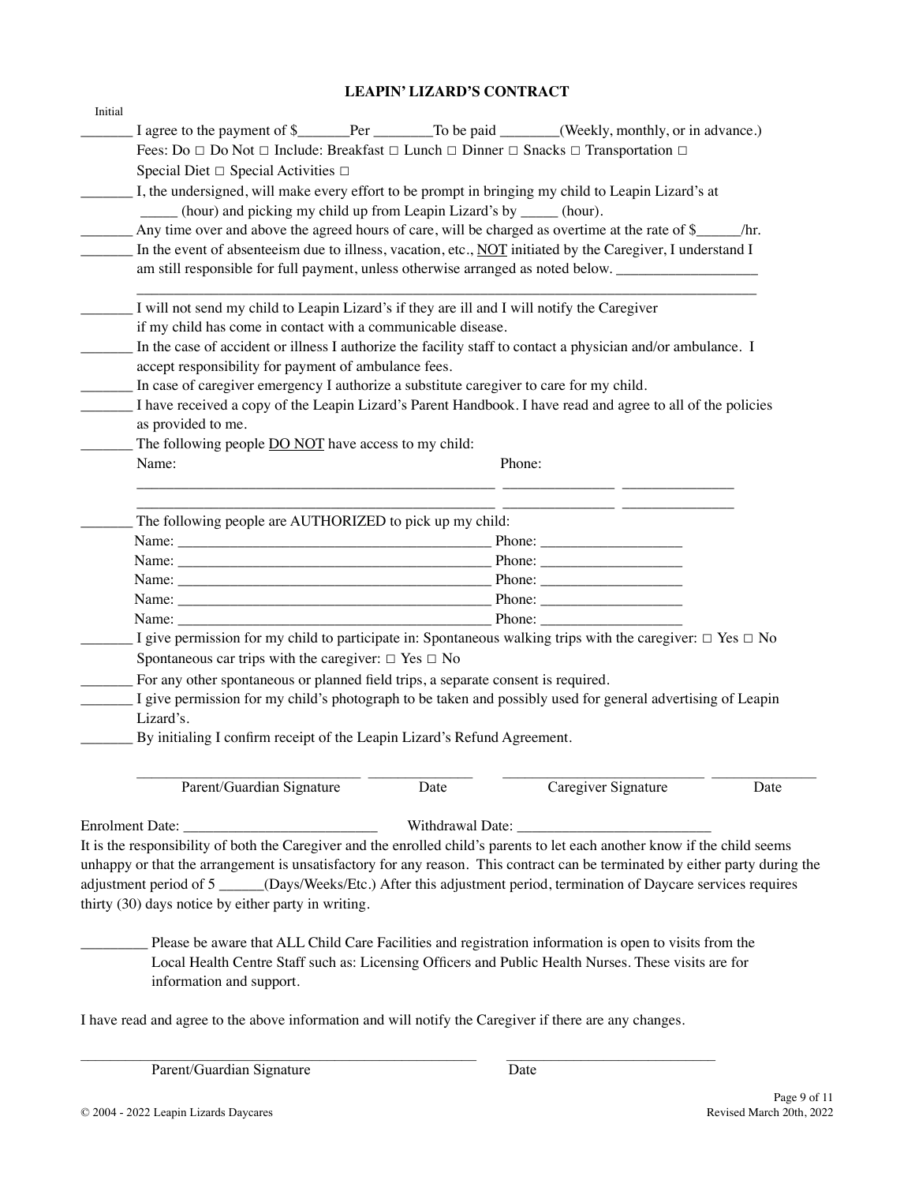# LEAPIN' LIZARD'S CONTRACT

Initial

_______ I agree to the payment of $_______Per ________To be paid ________(Weekly, monthly, or in advance.)
Fees: Do □ Do Not □ Include: Breakfast □ Lunch □ Dinner □ Snacks □ Transportation □
Special Diet □ Special Activities □

_______ I, the undersigned, will make every effort to be prompt in bringing my child to Leapin Lizard's at _____ (hour) and picking my child up from Leapin Lizard's by _____ (hour).

_______ Any time over and above the agreed hours of care, will be charged as overtime at the rate of $______/hr.

_______ In the event of absenteeism due to illness, vacation, etc., NOT initiated by the Caregiver, I understand I am still responsible for full payment, unless otherwise arranged as noted below. ___________________
_______________________________________________________________________________________

_______ I will not send my child to Leapin Lizard's if they are ill and I will notify the Caregiver if my child has come in contact with a communicable disease.

_______ In the case of accident or illness I authorize the facility staff to contact a physician and/or ambulance. I accept responsibility for payment of ambulance fees.

_______ In case of caregiver emergency I authorize a substitute caregiver to care for my child.

_______ I have received a copy of the Leapin Lizard's Parent Handbook. I have read and agree to all of the policies as provided to me.

_______ The following people DO NOT have access to my child:

Name: Phone:

_______________________________________________ _______________ _______________
_______________________________________________ _______________ _______________

_______ The following people are AUTHORIZED to pick up my child:

Name: __________________________________________ Phone: ___________________
Name: __________________________________________ Phone: ___________________
Name: __________________________________________ Phone: ___________________
Name: __________________________________________ Phone: ___________________
Name: __________________________________________ Phone: ___________________

_______ I give permission for my child to participate in: Spontaneous walking trips with the caregiver: □ Yes □ No
Spontaneous car trips with the caregiver: □ Yes □ No

_______ For any other spontaneous or planned field trips, a separate consent is required.

_______ I give permission for my child's photograph to be taken and possibly used for general advertising of Leapin Lizard's.

_______ By initialing I confirm receipt of the Leapin Lizard's Refund Agreement.

______________________________ ______________ ____________________________ ______________
Parent/Guardian Signature Date Caregiver Signature Date

Enrolment Date: ___________________________ Withdrawal Date: ___________________________

It is the responsibility of both the Caregiver and the enrolled child's parents to let each another know if the child seems unhappy or that the arrangement is unsatisfactory for any reason. This contract can be terminated by either party during the adjustment period of 5 ______(Days/Weeks/Etc.) After this adjustment period, termination of Daycare services requires thirty (30) days notice by either party in writing.

_________ Please be aware that ALL Child Care Facilities and registration information is open to visits from the Local Health Centre Staff such as: Licensing Officers and Public Health Nurses. These visits are for information and support.

I have read and agree to the above information and will notify the Caregiver if there are any changes.

_____________________________________________________ ______________________________
Parent/Guardian Signature Date

© 2004 - 2022 Leapin Lizards Daycares

Revised March 20th, 2022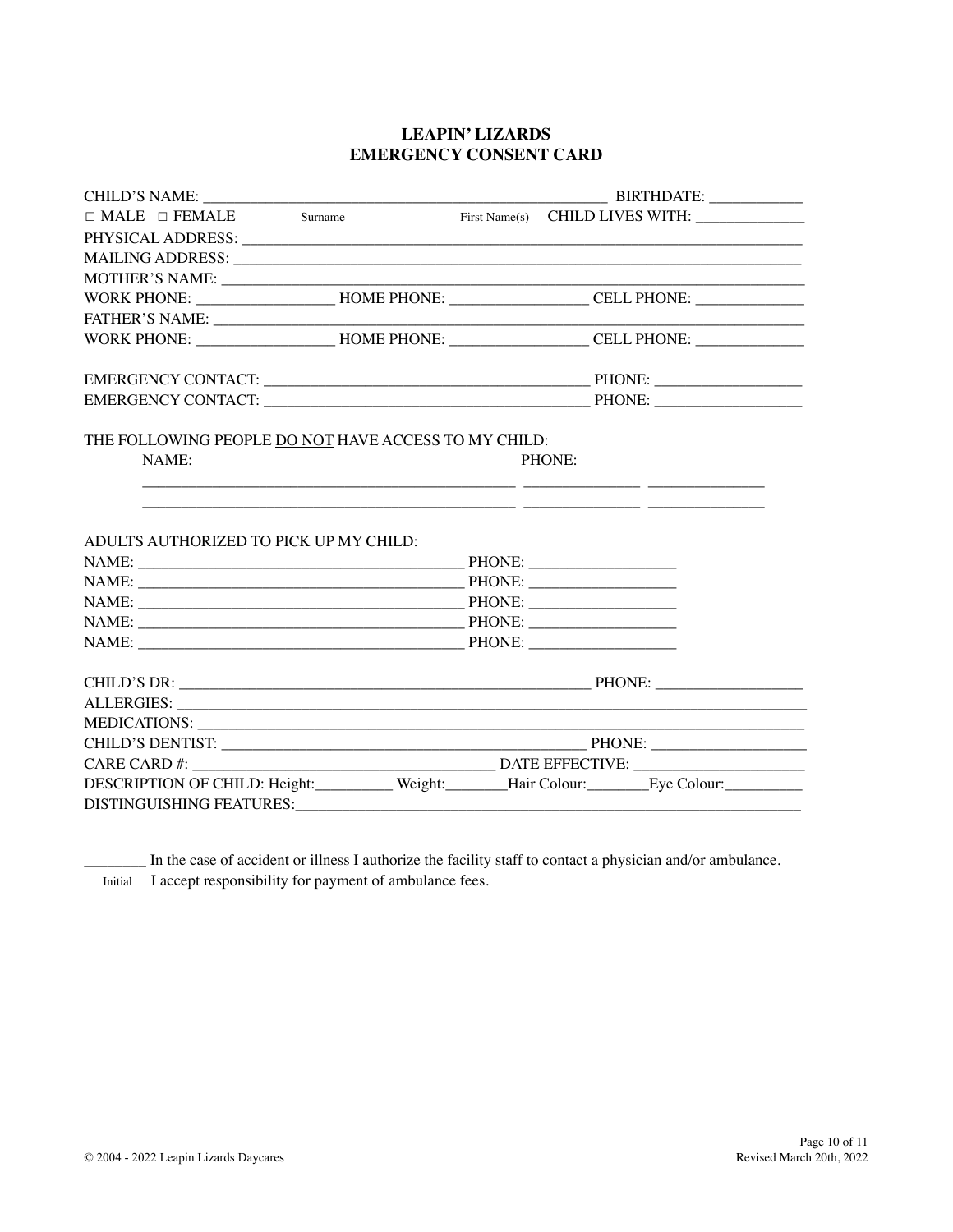# LEAPIN' LIZARDS
## EMERGENCY CONSENT CARD

CHILD'S NAME: ______________________________________________________ BIRTHDATE: ____________

□ MALE □ FEMALE Surname First Name(s) CHILD LIVES WITH: ______________

PHYSICAL ADDRESS: ___________________________________________________________________________

MAILING ADDRESS: ____________________________________________________________________________

MOTHER'S NAME: ______________________________________________________________________________

WORK PHONE: __________________ HOME PHONE: __________________ CELL PHONE: ______________

FATHER'S NAME: ______________________________________________________________________________

WORK PHONE: __________________ HOME PHONE: __________________ CELL PHONE: ______________

EMERGENCY CONTACT: ___________________________________________ PHONE: ___________________

EMERGENCY CONTACT: ___________________________________________ PHONE: ___________________

THE FOLLOWING PEOPLE <u>DO NOT</u> HAVE ACCESS TO MY CHILD:

NAME: PHONE:

_________________________________________________ _______________ _______________

_________________________________________________ _______________ _______________

ADULTS AUTHORIZED TO PICK UP MY CHILD:

NAME: ___________________________________________ PHONE: ___________________

NAME: ___________________________________________ PHONE: ___________________

NAME: ___________________________________________ PHONE: ___________________

NAME: ___________________________________________ PHONE: ___________________

NAME: ___________________________________________ PHONE: ___________________

CHILD'S DR: _____________________________________________________ PHONE: ___________________

ALLERGIES: ___________________________________________________________________________________

MEDICATIONS: ________________________________________________________________________________

CHILD'S DENTIST: ________________________________________________ PHONE: ____________________

CARE CARD #: ________________________________________ DATE EFFECTIVE: ______________________

DESCRIPTION OF CHILD: Height:__________ Weight:________Hair Colour:________Eye Colour:__________

DISTINGUISHING FEATURES:_____________________________________________________________________

________ In the case of accident or illness I authorize the facility staff to contact a physician and/or ambulance.
Initial I accept responsibility for payment of ambulance fees.

© 2004 - 2022 Leapin Lizards Daycares

Revised March 20th, 2022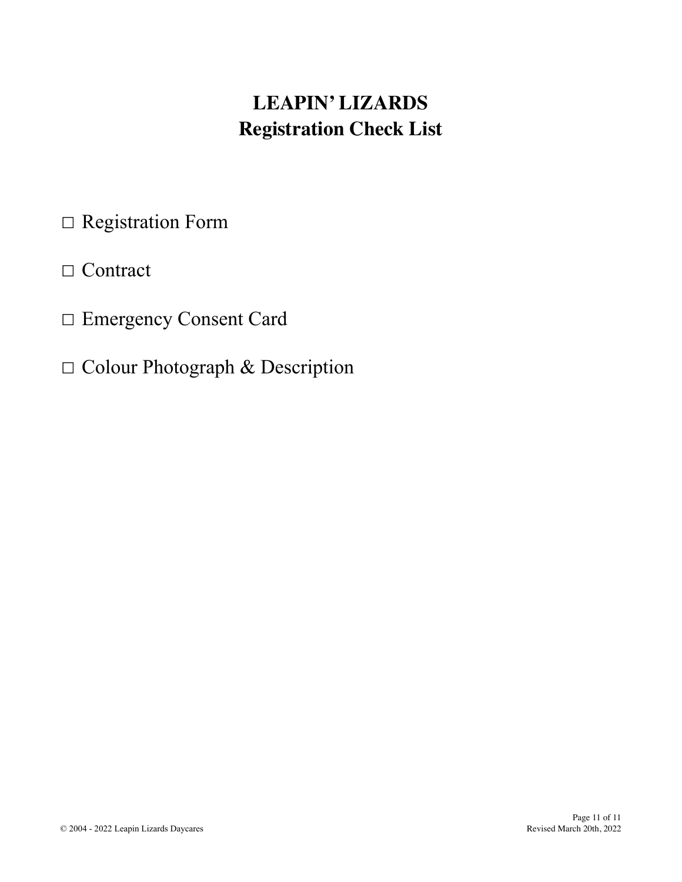# LEAPIN' LIZARDS
## Registration Check List

□ Registration Form

□ Contract

□ Emergency Consent Card

□ Colour Photograph & Description

© 2004 - 2022 Leapin Lizards Daycares

Revised March 20th, 2022